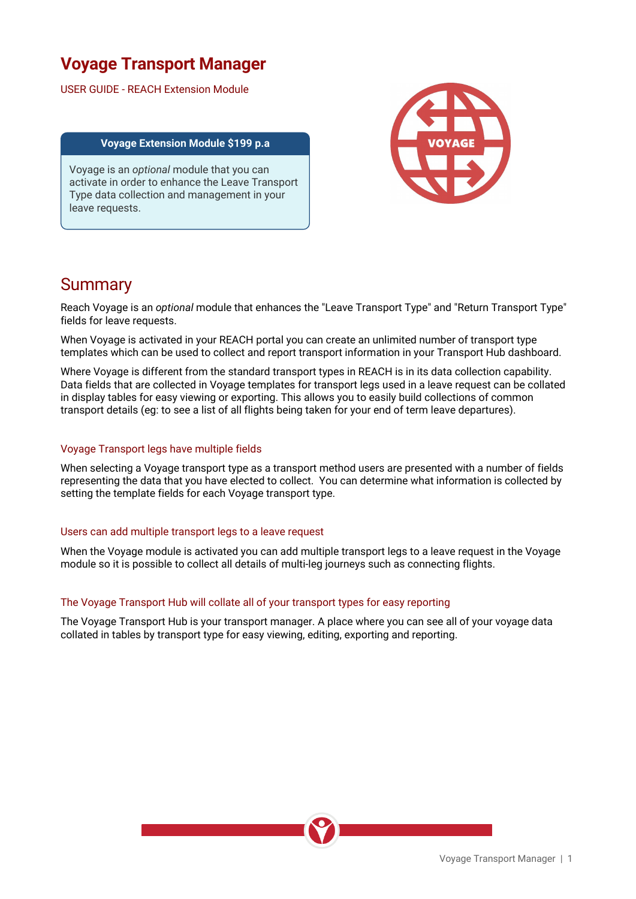# Voyage Transport Manager

USER GUIDE - REACH Extension Module

**Voyage Extension Module $199 p.a**

Voyage is an *optional* module that you can activate in order to enhance the Leave Transport Type data collection and management in your leave requests.

## Summary

Reach Voyage is an *optional* module that enhances the "Leave Transport Type" and "Return Transport Type" fields for leave requests.

When Voyage is activated in your REACH portal you can create an unlimited number of transport type templates which can be used to collect and report transport information in your Transport Hub dashboard.

Where Voyage is different from the standard transport types in REACH is in its data collection capability. Data fields that are collected in Voyage templates for transport legs used in a leave request can be collated in display tables for easy viewing or exporting. This allows you to easily build collections of common transport details (eg: to see a list of all flights being taken for your end of term leave departures).

### Voyage Transport legs have multiple fields

When selecting a Voyage transport type as a transport method users are presented with a number of fields representing the data that you have elected to collect. You can determine what information is collected by setting the template fields for each Voyage transport type.

### Users can add multiple transport legs to a leave request

When the Voyage module is activated you can add multiple transport legs to a leave request in the Voyage module so it is possible to collect all details of multi-leg journeys such as connecting flights.

### The Voyage Transport Hub will collate all of your transport types for easy reporting

The Voyage Transport Hub is your transport manager. A place where you can see all of your voyage data collated in tables by transport type for easy viewing, editing, exporting and reporting.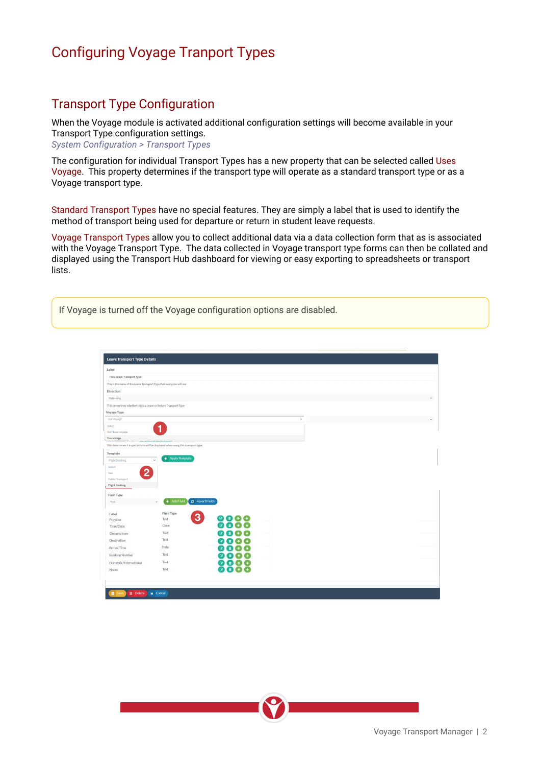# Configuring Voyage Tranport Types

## Transport Type Configuration

When the Voyage module is activated additional configuration settings will become available in your Transport Type configuration settings.
*System Configuration > Transport Types*

The configuration for individual Transport Types has a new property that can be selected called Uses Voyage. This property determines if the transport type will operate as a standard transport type or as a Voyage transport type.

Standard Transport Types have no special features. They are simply a label that is used to identify the method of transport being used for departure or return in student leave requests.

Voyage Transport Types allow you to collect additional data via a data collection form that as is associated with the Voyage Transport Type. The data collected in Voyage transport type forms can then be collated and displayed using the Transport Hub dashboard for viewing or easy exporting to spreadsheets or transport lists.

> If Voyage is turned off the Voyage configuration options are disabled.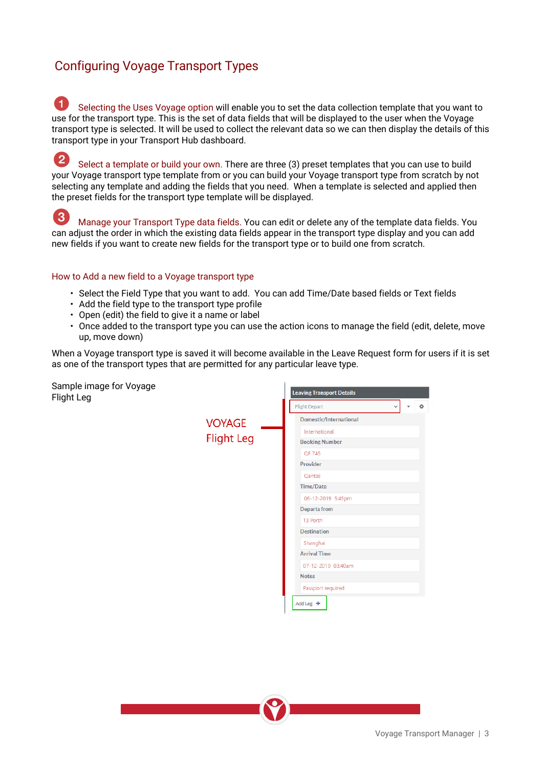## Configuring Voyage Transport Types

**1** Selecting the Uses Voyage option will enable you to set the data collection template that you want to use for the transport type. This is the set of data fields that will be displayed to the user when the Voyage transport type is selected. It will be used to collect the relevant data so we can then display the details of this transport type in your Transport Hub dashboard.

**2** Select a template or build your own. There are three (3) preset templates that you can use to build your Voyage transport type template from or you can build your Voyage transport type from scratch by not selecting any template and adding the fields that you need. When a template is selected and applied then the preset fields for the transport type template will be displayed.

**3** Manage your Transport Type data fields. You can edit or delete any of the template data fields. You can adjust the order in which the existing data fields appear in the transport type display and you can add new fields if you want to create new fields for the transport type or to build one from scratch.

### How to Add a new field to a Voyage transport type

- Select the Field Type that you want to add. You can add Time/Date based fields or Text fields
- Add the field type to the transport type profile
- Open (edit) the field to give it a name or label
- Once added to the transport type you can use the action icons to manage the field (edit, delete, move up, move down)

When a Voyage transport type is saved it will become available in the Leave Request form for users if it is set as one of the transport types that are permitted for any particular leave type.

Sample image for Voyage Flight Leg

VOYAGE Flight Leg

Leaving Transport Details

Flight Depart

Domestic/International: International

Booking Number: QF 745

Provider: Qantas

Time/Date: 06-12-2019 5:45pm

Departs from: T3 Perth

Destination: Shanghai

Arrival Time: 07-12-2019 03:40am

Notes: Passport required

Add Leg +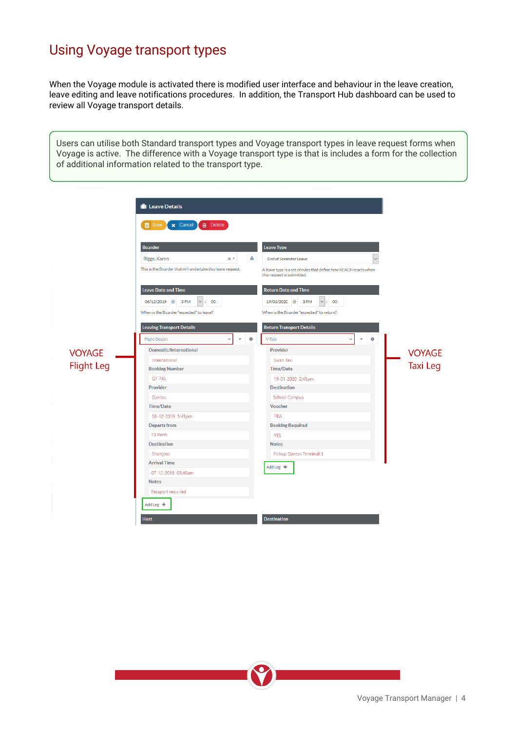# Using Voyage transport types

When the Voyage module is activated there is modified user interface and behaviour in the leave creation, leave editing and leave notifications procedures. In addition, the Transport Hub dashboard can be used to review all Voyage transport details.

> Users can utilise both Standard transport types and Voyage transport types in leave request forms when Voyage is active. The difference with a Voyage transport type is that is includes a form for the collection of additional information related to the transport type.

VOYAGE Flight Leg

VOYAGE Taxi Leg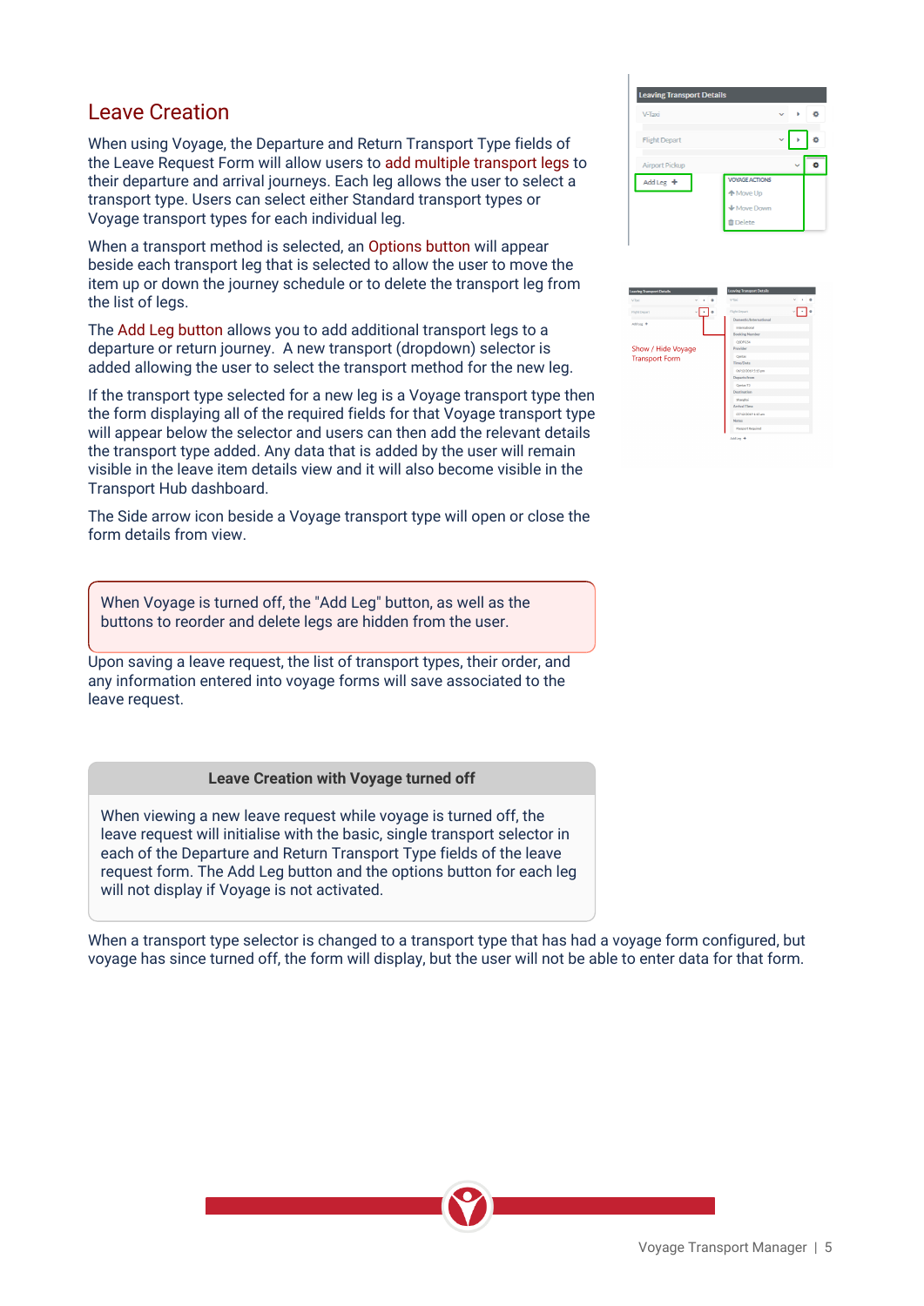# Leave Creation

When using Voyage, the Departure and Return Transport Type fields of the Leave Request Form will allow users to add multiple transport legs to their departure and arrival journeys. Each leg allows the user to select a transport type. Users can select either Standard transport types or Voyage transport types for each individual leg.

When a transport method is selected, an Options button will appear beside each transport leg that is selected to allow the user to move the item up or down the journey schedule or to delete the transport leg from the list of legs.

The Add Leg button allows you to add additional transport legs to a departure or return journey. A new transport (dropdown) selector is added allowing the user to select the transport method for the new leg.

If the transport type selected for a new leg is a Voyage transport type then the form displaying all of the required fields for that Voyage transport type will appear below the selector and users can then add the relevant details the transport type added. Any data that is added by the user will remain visible in the leave item details view and it will also become visible in the Transport Hub dashboard.

The Side arrow icon beside a Voyage transport type will open or close the form details from view.

> When Voyage is turned off, the "Add Leg" button, as well as the buttons to reorder and delete legs are hidden from the user.

Upon saving a leave request, the list of transport types, their order, and any information entered into voyage forms will save associated to the leave request.

**Leave Creation with Voyage turned off**

When viewing a new leave request while voyage is turned off, the leave request will initialise with the basic, single transport selector in each of the Departure and Return Transport Type fields of the leave request form. The Add Leg button and the options button for each leg will not display if Voyage is not activated.

When a transport type selector is changed to a transport type that has had a voyage form configured, but voyage has since turned off, the form will display, but the user will not be able to enter data for that form.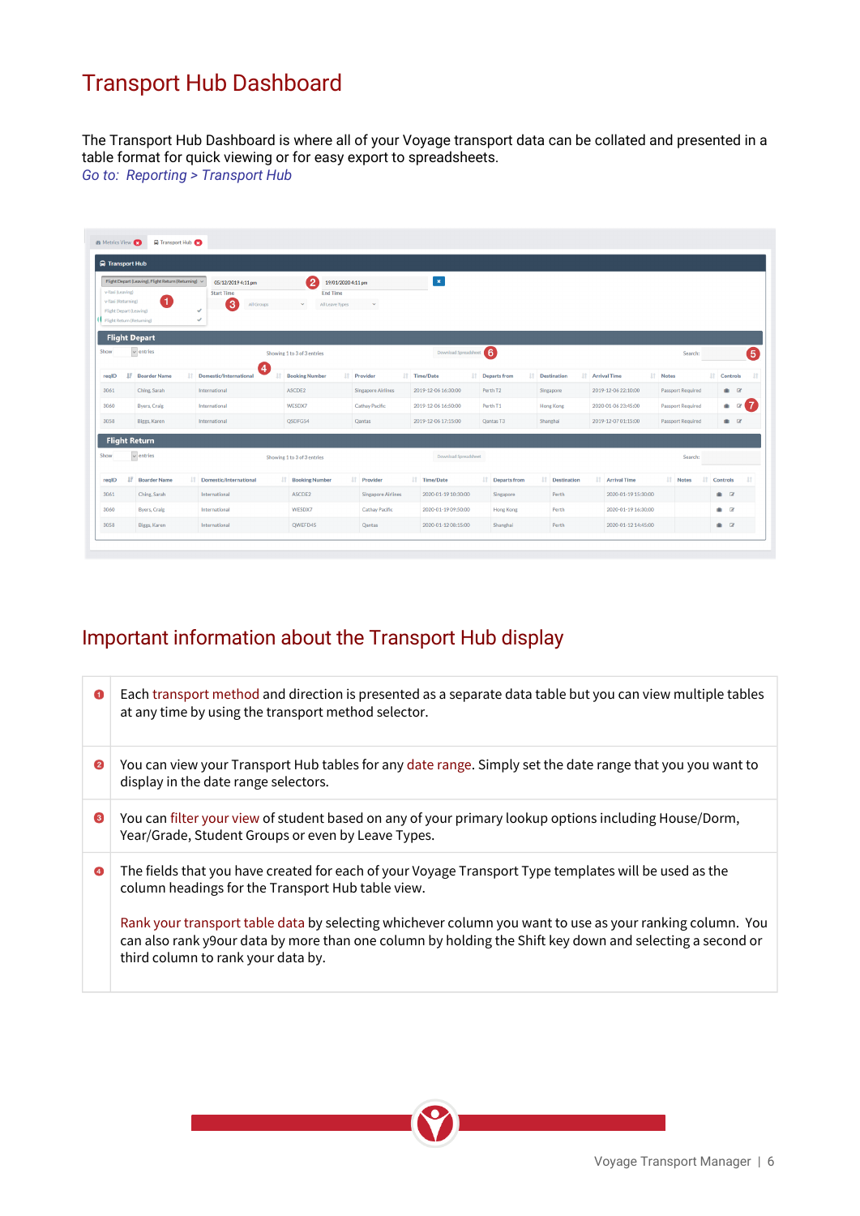# Transport Hub Dashboard

The Transport Hub Dashboard is where all of your Voyage transport data can be collated and presented in a table format for quick viewing or for easy export to spreadsheets.

*Go to: Reporting > Transport Hub*

## Important information about the Transport Hub display

| | |
|---|---|
| 1 | Each transport method and direction is presented as a separate data table but you can view multiple tables at any time by using the transport method selector. |
| 2 | You can view your Transport Hub tables for any date range. Simply set the date range that you you want to display in the date range selectors. |
| 3 | You can filter your view of student based on any of your primary lookup options including House/Dorm, Year/Grade, Student Groups or even by Leave Types. |
| 4 | The fields that you have created for each of your Voyage Transport Type templates will be used as the column headings for the Transport Hub table view.<br><br>Rank your transport table data by selecting whichever column you want to use as your ranking column. You can also rank y9our data by more than one column by holding the Shift key down and selecting a second or third column to rank your data by. |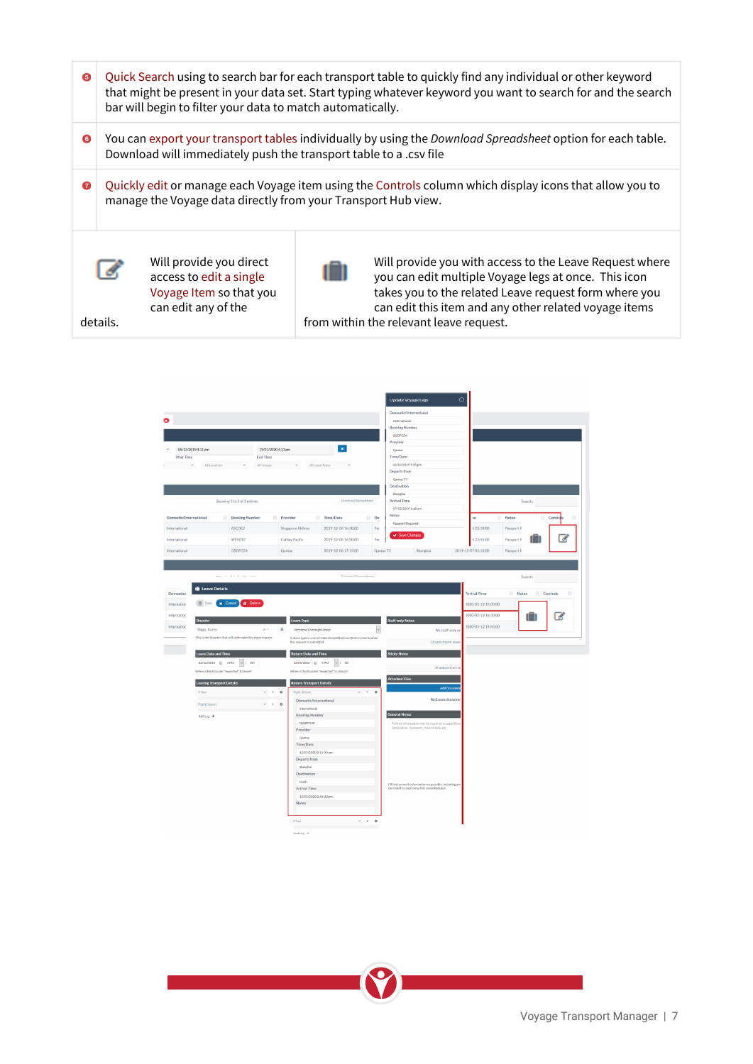| | |
|---|---|
| 5 | Quick Search using to search bar for each transport table to quickly find any individual or other keyword that might be present in your data set. Start typing whatever keyword you want to search for and the search bar will begin to filter your data to match automatically. |
| 6 | You can export your transport tables individually by using the *Download Spreadsheet* option for each table. Download will immediately push the transport table to a .csv file |
| 7 | Quickly edit or manage each Voyage item using the Controls column which display icons that allow you to manage the Voyage data directly from your Transport Hub view. |

| | |
|---|---|
| Will provide you direct access to edit a single Voyage Item so that you can edit any of the details. | Will provide you with access to the Leave Request where you can edit multiple Voyage legs at once. This icon takes you to the related Leave request form where you can edit this item and any other related voyage items from within the relevant leave request. |